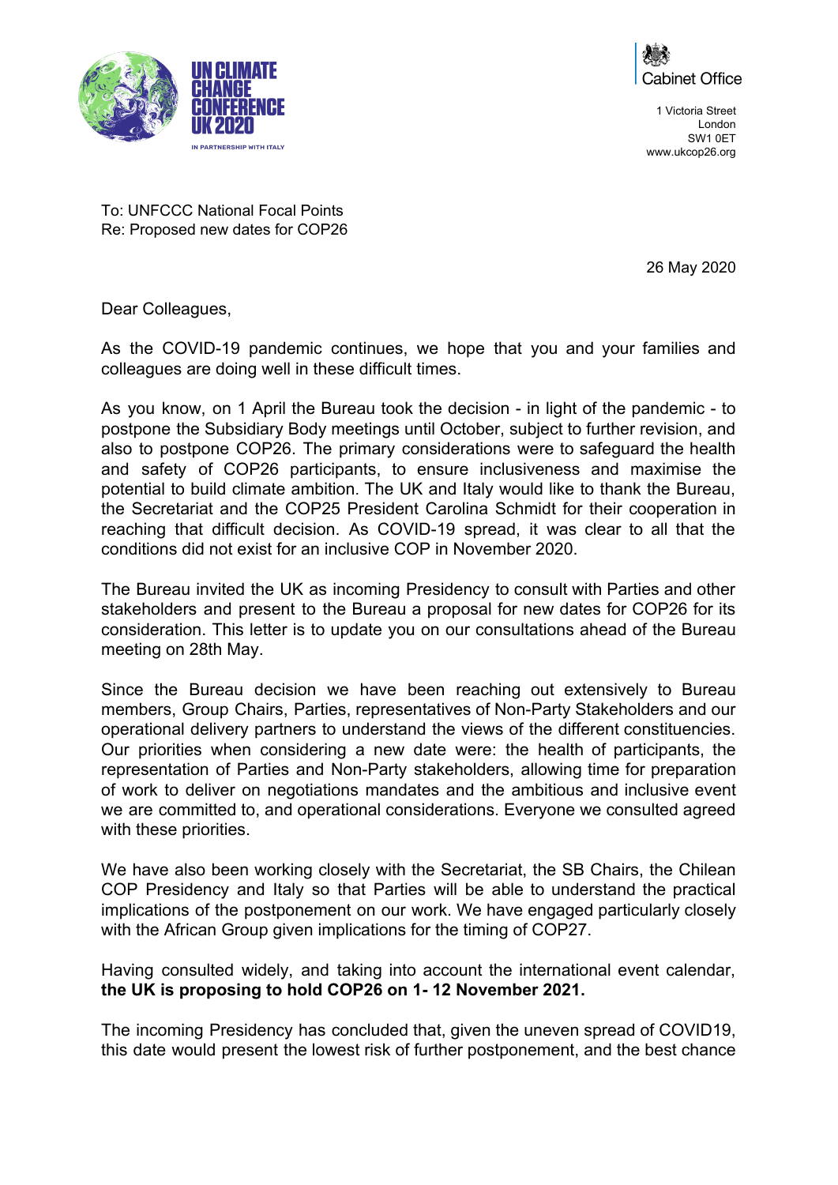UN CLIMATE CHANGE CONFERENCE UK 2020

IN PARTNERSHIP WITH ITALY

Cabinet Office

1 Victoria Street
London
SW1 0ET
www.ukcop26.org

To: UNFCCC National Focal Points
Re: Proposed new dates for COP26

26 May 2020

Dear Colleagues,

As the COVID-19 pandemic continues, we hope that you and your families and colleagues are doing well in these difficult times.

As you know, on 1 April the Bureau took the decision - in light of the pandemic - to postpone the Subsidiary Body meetings until October, subject to further revision, and also to postpone COP26. The primary considerations were to safeguard the health and safety of COP26 participants, to ensure inclusiveness and maximise the potential to build climate ambition. The UK and Italy would like to thank the Bureau, the Secretariat and the COP25 President Carolina Schmidt for their cooperation in reaching that difficult decision. As COVID-19 spread, it was clear to all that the conditions did not exist for an inclusive COP in November 2020.

The Bureau invited the UK as incoming Presidency to consult with Parties and other stakeholders and present to the Bureau a proposal for new dates for COP26 for its consideration. This letter is to update you on our consultations ahead of the Bureau meeting on 28th May.

Since the Bureau decision we have been reaching out extensively to Bureau members, Group Chairs, Parties, representatives of Non-Party Stakeholders and our operational delivery partners to understand the views of the different constituencies. Our priorities when considering a new date were: the health of participants, the representation of Parties and Non-Party stakeholders, allowing time for preparation of work to deliver on negotiations mandates and the ambitious and inclusive event we are committed to, and operational considerations. Everyone we consulted agreed with these priorities.

We have also been working closely with the Secretariat, the SB Chairs, the Chilean COP Presidency and Italy so that Parties will be able to understand the practical implications of the postponement on our work. We have engaged particularly closely with the African Group given implications for the timing of COP27.

Having consulted widely, and taking into account the international event calendar, **the UK is proposing to hold COP26 on 1- 12 November 2021.**

The incoming Presidency has concluded that, given the uneven spread of COVID19, this date would present the lowest risk of further postponement, and the best chance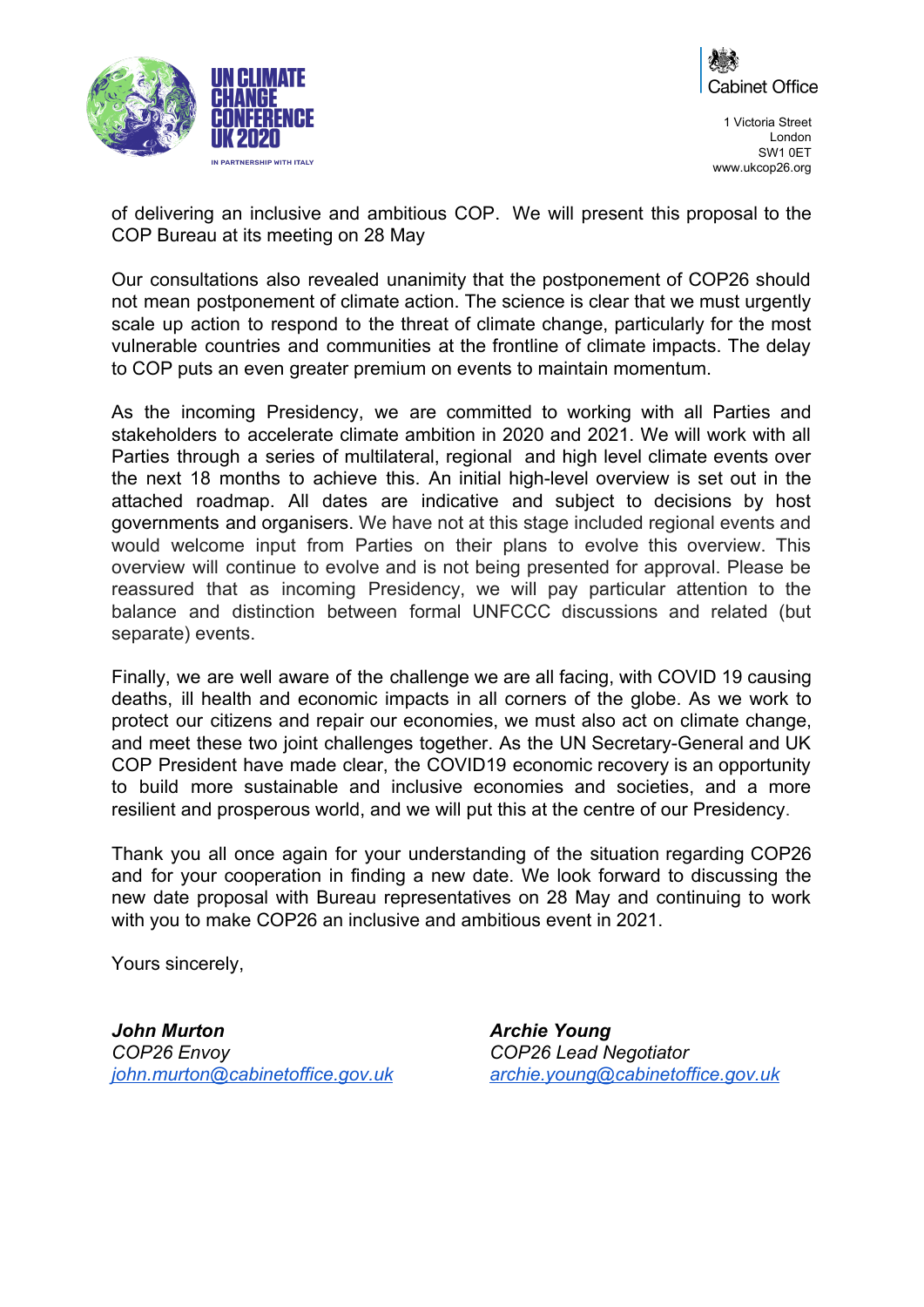of delivering an inclusive and ambitious COP. We will present this proposal to the COP Bureau at its meeting on 28 May

Our consultations also revealed unanimity that the postponement of COP26 should not mean postponement of climate action. The science is clear that we must urgently scale up action to respond to the threat of climate change, particularly for the most vulnerable countries and communities at the frontline of climate impacts. The delay to COP puts an even greater premium on events to maintain momentum.

As the incoming Presidency, we are committed to working with all Parties and stakeholders to accelerate climate ambition in 2020 and 2021. We will work with all Parties through a series of multilateral, regional and high level climate events over the next 18 months to achieve this. An initial high-level overview is set out in the attached roadmap. All dates are indicative and subject to decisions by host governments and organisers. We have not at this stage included regional events and would welcome input from Parties on their plans to evolve this overview. This overview will continue to evolve and is not being presented for approval. Please be reassured that as incoming Presidency, we will pay particular attention to the balance and distinction between formal UNFCCC discussions and related (but separate) events.

Finally, we are well aware of the challenge we are all facing, with COVID 19 causing deaths, ill health and economic impacts in all corners of the globe. As we work to protect our citizens and repair our economies, we must also act on climate change, and meet these two joint challenges together. As the UN Secretary-General and UK COP President have made clear, the COVID19 economic recovery is an opportunity to build more sustainable and inclusive economies and societies, and a more resilient and prosperous world, and we will put this at the centre of our Presidency.

Thank you all once again for your understanding of the situation regarding COP26 and for your cooperation in finding a new date. We look forward to discussing the new date proposal with Bureau representatives on 28 May and continuing to work with you to make COP26 an inclusive and ambitious event in 2021.

Yours sincerely,

***John Murton***
*COP26 Envoy*
*john.murton@cabinetoffice.gov.uk*

***Archie Young***
*COP26 Lead Negotiator*
*archie.young@cabinetoffice.gov.uk*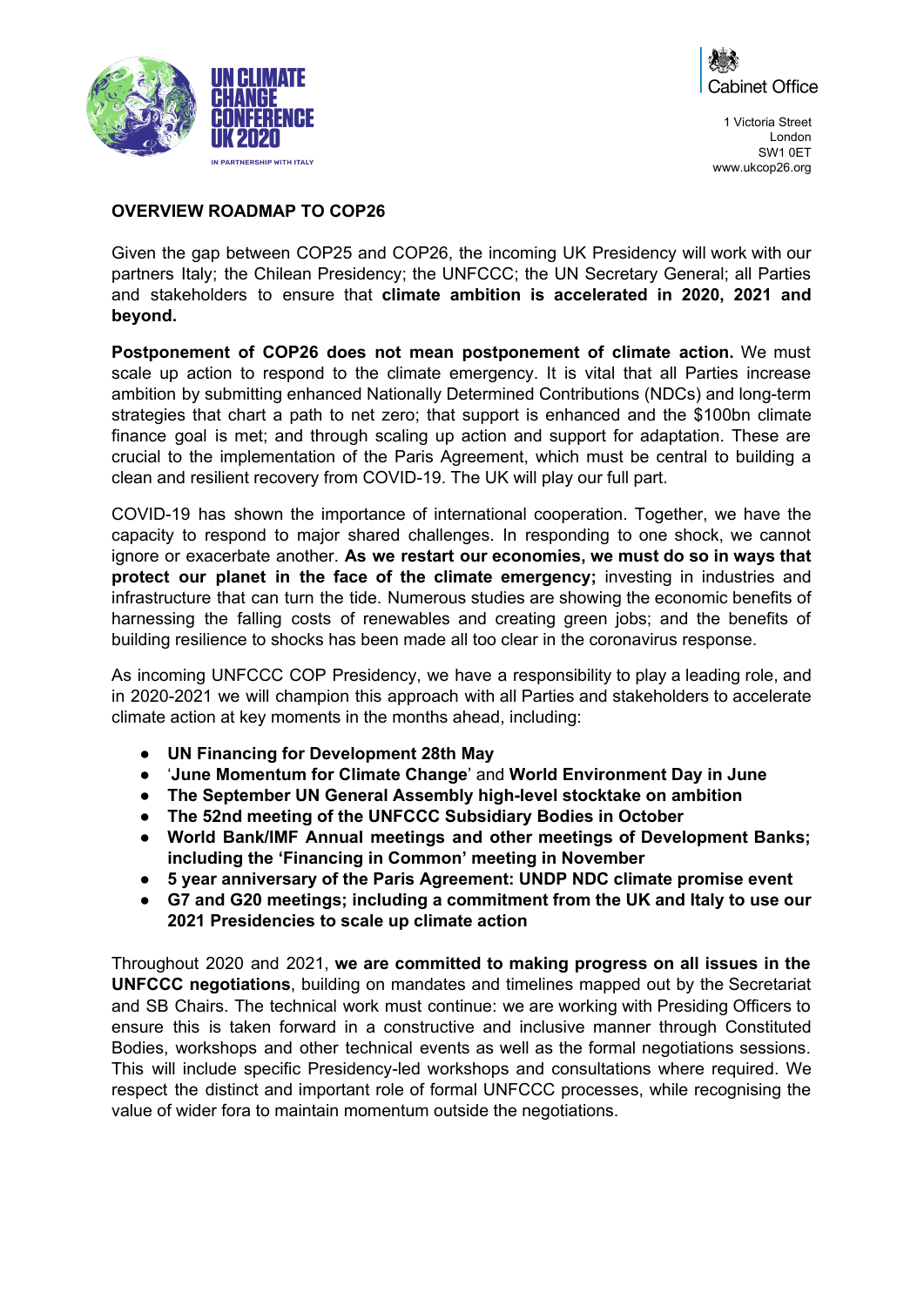Cabinet Office

1 Victoria Street
London
SW1 0ET
www.ukcop26.org

## OVERVIEW ROADMAP TO COP26

Given the gap between COP25 and COP26, the incoming UK Presidency will work with our partners Italy; the Chilean Presidency; the UNFCCC; the UN Secretary General; all Parties and stakeholders to ensure that **climate ambition is accelerated in 2020, 2021 and beyond.**

**Postponement of COP26 does not mean postponement of climate action.** We must scale up action to respond to the climate emergency. It is vital that all Parties increase ambition by submitting enhanced Nationally Determined Contributions (NDCs) and long-term strategies that chart a path to net zero; that support is enhanced and the $100bn climate finance goal is met; and through scaling up action and support for adaptation. These are crucial to the implementation of the Paris Agreement, which must be central to building a clean and resilient recovery from COVID-19. The UK will play our full part.

COVID-19 has shown the importance of international cooperation. Together, we have the capacity to respond to major shared challenges. In responding to one shock, we cannot ignore or exacerbate another. **As we restart our economies, we must do so in ways that protect our planet in the face of the climate emergency;** investing in industries and infrastructure that can turn the tide. Numerous studies are showing the economic benefits of harnessing the falling costs of renewables and creating green jobs; and the benefits of building resilience to shocks has been made all too clear in the coronavirus response.

As incoming UNFCCC COP Presidency, we have a responsibility to play a leading role, and in 2020-2021 we will champion this approach with all Parties and stakeholders to accelerate climate action at key moments in the months ahead, including:

- **UN Financing for Development 28th May**
- '**June Momentum for Climate Change**' and **World Environment Day in June**
- **The September UN General Assembly high-level stocktake on ambition**
- **The 52nd meeting of the UNFCCC Subsidiary Bodies in October**
- **World Bank/IMF Annual meetings and other meetings of Development Banks; including the 'Financing in Common' meeting in November**
- **5 year anniversary of the Paris Agreement: UNDP NDC climate promise event**
- **G7 and G20 meetings; including a commitment from the UK and Italy to use our 2021 Presidencies to scale up climate action**

Throughout 2020 and 2021, **we are committed to making progress on all issues in the UNFCCC negotiations**, building on mandates and timelines mapped out by the Secretariat and SB Chairs. The technical work must continue: we are working with Presiding Officers to ensure this is taken forward in a constructive and inclusive manner through Constituted Bodies, workshops and other technical events as well as the formal negotiations sessions. This will include specific Presidency-led workshops and consultations where required. We respect the distinct and important role of formal UNFCCC processes, while recognising the value of wider fora to maintain momentum outside the negotiations.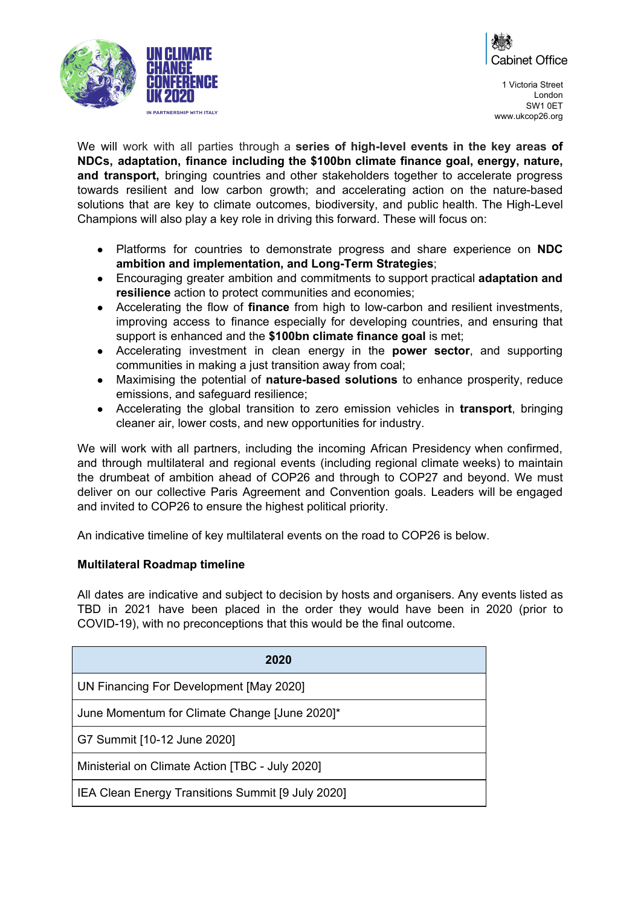We will work with all parties through a **series of high-level events in the key areas of NDCs, adaptation, finance including the $100bn climate finance goal, energy, nature, and transport,** bringing countries and other stakeholders together to accelerate progress towards resilient and low carbon growth; and accelerating action on the nature-based solutions that are key to climate outcomes, biodiversity, and public health. The High-Level Champions will also play a key role in driving this forward. These will focus on:

- Platforms for countries to demonstrate progress and share experience on **NDC ambition and implementation, and Long-Term Strategies**;
- Encouraging greater ambition and commitments to support practical **adaptation and resilience** action to protect communities and economies;
- Accelerating the flow of **finance** from high to low-carbon and resilient investments, improving access to finance especially for developing countries, and ensuring that support is enhanced and the **$100bn climate finance goal** is met;
- Accelerating investment in clean energy in the **power sector**, and supporting communities in making a just transition away from coal;
- Maximising the potential of **nature-based solutions** to enhance prosperity, reduce emissions, and safeguard resilience;
- Accelerating the global transition to zero emission vehicles in **transport**, bringing cleaner air, lower costs, and new opportunities for industry.

We will work with all partners, including the incoming African Presidency when confirmed, and through multilateral and regional events (including regional climate weeks) to maintain the drumbeat of ambition ahead of COP26 and through to COP27 and beyond. We must deliver on our collective Paris Agreement and Convention goals. Leaders will be engaged and invited to COP26 to ensure the highest political priority.

An indicative timeline of key multilateral events on the road to COP26 is below.

**Multilateral Roadmap timeline**

All dates are indicative and subject to decision by hosts and organisers. Any events listed as TBD in 2021 have been placed in the order they would have been in 2020 (prior to COVID-19), with no preconceptions that this would be the final outcome.

| 2020 |
|---|
| UN Financing For Development [May 2020] |
| June Momentum for Climate Change [June 2020]* |
| G7 Summit [10-12 June 2020] |
| Ministerial on Climate Action [TBC - July 2020] |
| IEA Clean Energy Transitions Summit [9 July 2020] |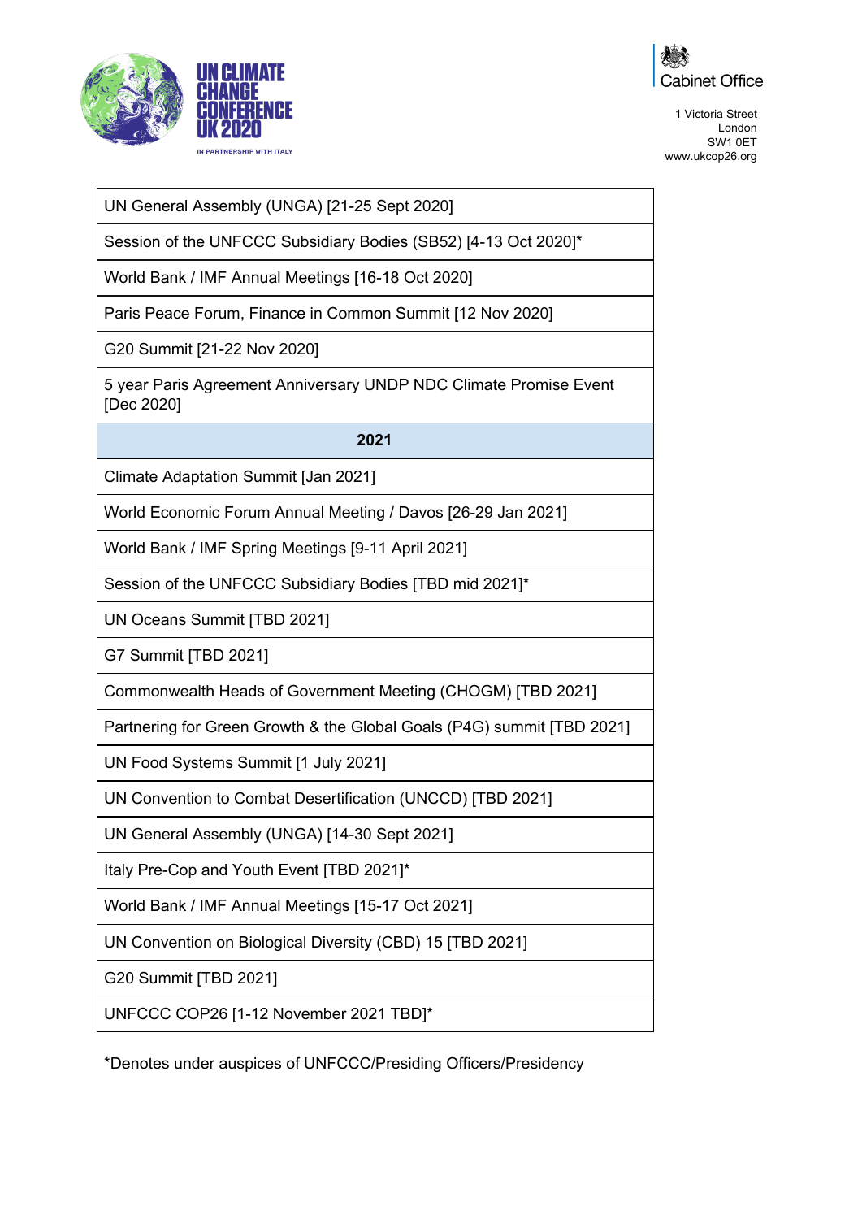| |
|---|
| UN General Assembly (UNGA) [21-25 Sept 2020] |
| Session of the UNFCCC Subsidiary Bodies (SB52) [4-13 Oct 2020]* |
| World Bank / IMF Annual Meetings [16-18 Oct 2020] |
| Paris Peace Forum, Finance in Common Summit [12 Nov 2020] |
| G20 Summit [21-22 Nov 2020] |
| 5 year Paris Agreement Anniversary UNDP NDC Climate Promise Event [Dec 2020] |
| **2021** |
| Climate Adaptation Summit [Jan 2021] |
| World Economic Forum Annual Meeting / Davos [26-29 Jan 2021] |
| World Bank / IMF Spring Meetings [9-11 April 2021] |
| Session of the UNFCCC Subsidiary Bodies [TBD mid 2021]* |
| UN Oceans Summit [TBD 2021] |
| G7 Summit [TBD 2021] |
| Commonwealth Heads of Government Meeting (CHOGM) [TBD 2021] |
| Partnering for Green Growth & the Global Goals (P4G) summit [TBD 2021] |
| UN Food Systems Summit [1 July 2021] |
| UN Convention to Combat Desertification (UNCCD) [TBD 2021] |
| UN General Assembly (UNGA) [14-30 Sept 2021] |
| Italy Pre-Cop and Youth Event [TBD 2021]* |
| World Bank / IMF Annual Meetings [15-17 Oct 2021] |
| UN Convention on Biological Diversity (CBD) 15 [TBD 2021] |
| G20 Summit [TBD 2021] |
| UNFCCC COP26 [1-12 November 2021 TBD]* |

*Denotes under auspices of UNFCCC/Presiding Officers/Presidency